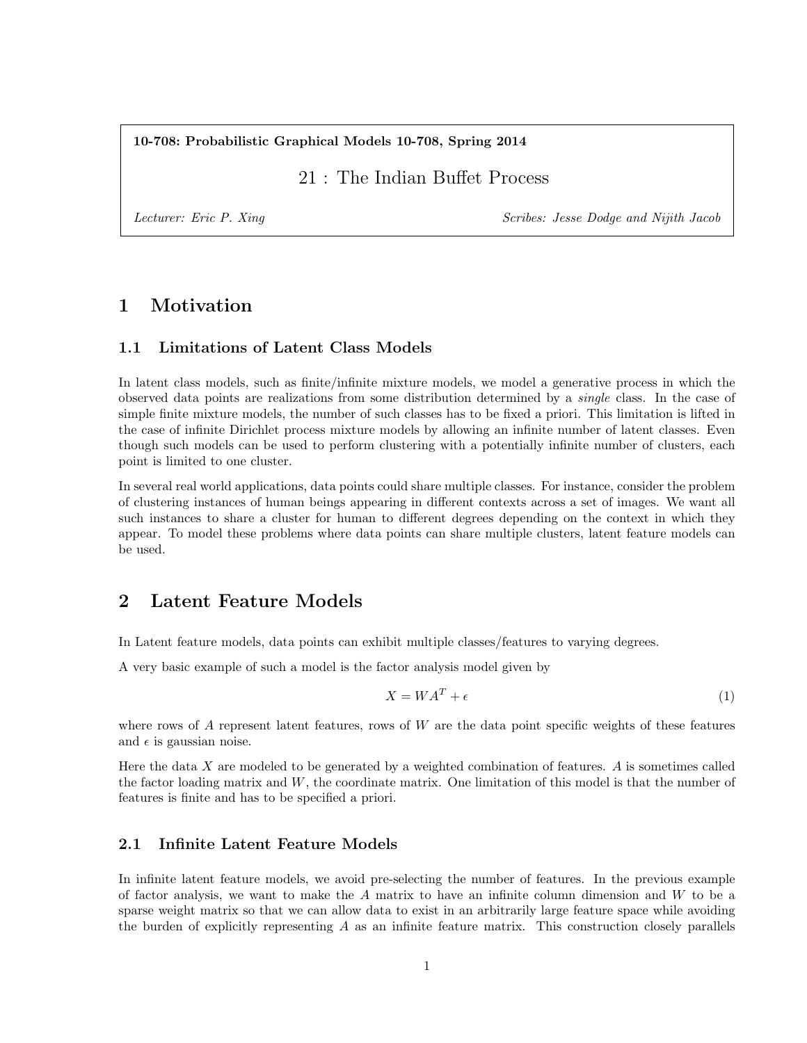**10-708: Probabilistic Graphical Models 10-708, Spring 2014**

# 21 : The Indian Buffet Process

*Lecturer: Eric P. Xing* *Scribes: Jesse Dodge and Nijith Jacob*

## 1 Motivation

### 1.1 Limitations of Latent Class Models

In latent class models, such as finite/infinite mixture models, we model a generative process in which the observed data points are realizations from some distribution determined by a *single* class. In the case of simple finite mixture models, the number of such classes has to be fixed a priori. This limitation is lifted in the case of infinite Dirichlet process mixture models by allowing an infinite number of latent classes. Even though such models can be used to perform clustering with a potentially infinite number of clusters, each point is limited to one cluster.

In several real world applications, data points could share multiple classes. For instance, consider the problem of clustering instances of human beings appearing in different contexts across a set of images. We want all such instances to share a cluster for human to different degrees depending on the context in which they appear. To model these problems where data points can share multiple clusters, latent feature models can be used.

## 2 Latent Feature Models

In Latent feature models, data points can exhibit multiple classes/features to varying degrees.

A very basic example of such a model is the factor analysis model given by

$$X = WA^T + \epsilon \tag{1}$$

where rows of $A$ represent latent features, rows of $W$ are the data point specific weights of these features and $\epsilon$ is gaussian noise.

Here the data $X$ are modeled to be generated by a weighted combination of features. $A$ is sometimes called the factor loading matrix and $W$, the coordinate matrix. One limitation of this model is that the number of features is finite and has to be specified a priori.

### 2.1 Infinite Latent Feature Models

In infinite latent feature models, we avoid pre-selecting the number of features. In the previous example of factor analysis, we want to make the $A$ matrix to have an infinite column dimension and $W$ to be a sparse weight matrix so that we can allow data to exist in an arbitrarily large feature space while avoiding the burden of explicitly representing $A$ as an infinite feature matrix. This construction closely parallels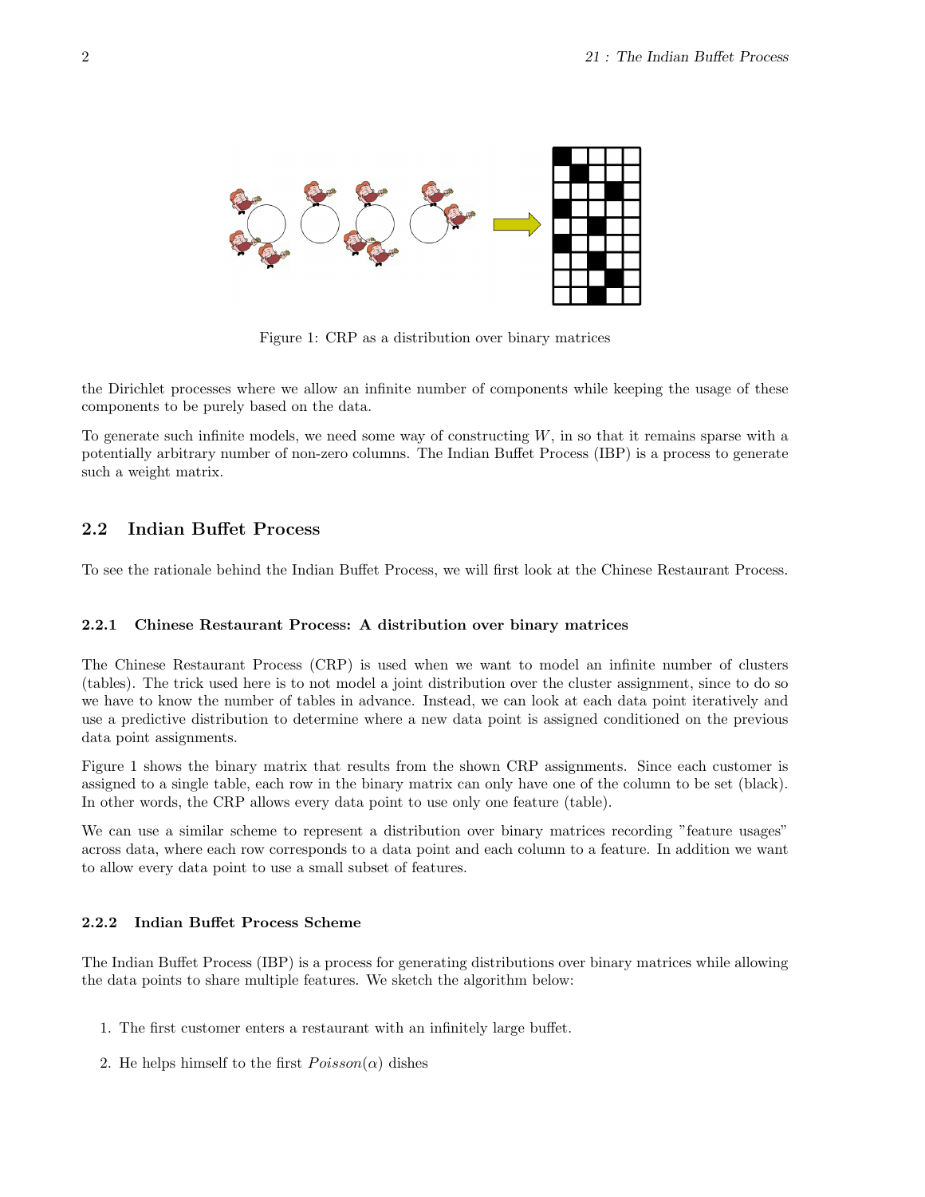Figure 1: CRP as a distribution over binary matrices

the Dirichlet processes where we allow an infinite number of components while keeping the usage of these components to be purely based on the data.

To generate such infinite models, we need some way of constructing $W$, in so that it remains sparse with a potentially arbitrary number of non-zero columns. The Indian Buffet Process (IBP) is a process to generate such a weight matrix.

## 2.2 Indian Buffet Process

To see the rationale behind the Indian Buffet Process, we will first look at the Chinese Restaurant Process.

### 2.2.1 Chinese Restaurant Process: A distribution over binary matrices

The Chinese Restaurant Process (CRP) is used when we want to model an infinite number of clusters (tables). The trick used here is to not model a joint distribution over the cluster assignment, since to do so we have to know the number of tables in advance. Instead, we can look at each data point iteratively and use a predictive distribution to determine where a new data point is assigned conditioned on the previous data point assignments.

Figure 1 shows the binary matrix that results from the shown CRP assignments. Since each customer is assigned to a single table, each row in the binary matrix can only have one of the column to be set (black). In other words, the CRP allows every data point to use only one feature (table).

We can use a similar scheme to represent a distribution over binary matrices recording "feature usages" across data, where each row corresponds to a data point and each column to a feature. In addition we want to allow every data point to use a small subset of features.

### 2.2.2 Indian Buffet Process Scheme

The Indian Buffet Process (IBP) is a process for generating distributions over binary matrices while allowing the data points to share multiple features. We sketch the algorithm below:

1. The first customer enters a restaurant with an infinitely large buffet.
2. He helps himself to the first $Poisson(\alpha)$ dishes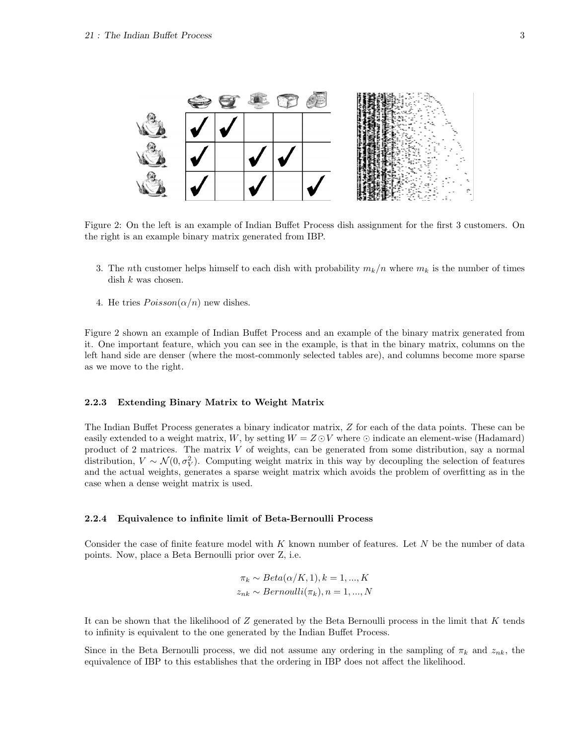Figure 2: On the left is an example of Indian Buffet Process dish assignment for the first 3 customers. On the right is an example binary matrix generated from IBP.

3. The $n$th customer helps himself to each dish with probability $m_k/n$ where $m_k$ is the number of times dish $k$ was chosen.

4. He tries $Poisson(\alpha/n)$ new dishes.

Figure 2 shown an example of Indian Buffet Process and an example of the binary matrix generated from it. One important feature, which you can see in the example, is that in the binary matrix, columns on the left hand side are denser (where the most-commonly selected tables are), and columns become more sparse as we move to the right.

#### 2.2.3 Extending Binary Matrix to Weight Matrix

The Indian Buffet Process generates a binary indicator matrix, $Z$ for each of the data points. These can be easily extended to a weight matrix, $W$, by setting $W = Z \odot V$ where $\odot$ indicate an element-wise (Hadamard) product of 2 matrices. The matrix $V$ of weights, can be generated from some distribution, say a normal distribution, $V \sim \mathcal{N}(0, \sigma_V^2)$. Computing weight matrix in this way by decoupling the selection of features and the actual weights, generates a sparse weight matrix which avoids the problem of overfitting as in the case when a dense weight matrix is used.

#### 2.2.4 Equivalence to infinite limit of Beta-Bernoulli Process

Consider the case of finite feature model with $K$ known number of features. Let $N$ be the number of data points. Now, place a Beta Bernoulli prior over Z, i.e.

$$\pi_k \sim Beta(\alpha/K, 1), k = 1, ..., K$$
$$z_{nk} \sim Bernoulli(\pi_k), n = 1, ..., N$$

It can be shown that the likelihood of $Z$ generated by the Beta Bernoulli process in the limit that $K$ tends to infinity is equivalent to the one generated by the Indian Buffet Process.

Since in the Beta Bernoulli process, we did not assume any ordering in the sampling of $\pi_k$ and $z_{nk}$, the equivalence of IBP to this establishes that the ordering in IBP does not affect the likelihood.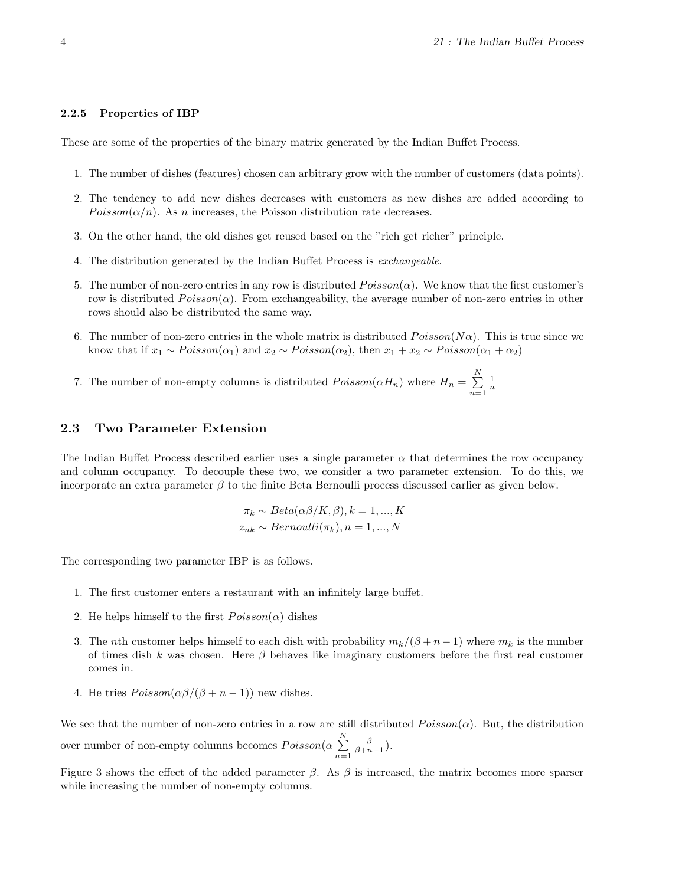### 2.2.5 Properties of IBP

These are some of the properties of the binary matrix generated by the Indian Buffet Process.

1. The number of dishes (features) chosen can arbitrary grow with the number of customers (data points).
2. The tendency to add new dishes decreases with customers as new dishes are added according to $Poisson(\alpha/n)$. As $n$ increases, the Poisson distribution rate decreases.
3. On the other hand, the old dishes get reused based on the "rich get richer" principle.
4. The distribution generated by the Indian Buffet Process is *exchangeable*.
5. The number of non-zero entries in any row is distributed $Poisson(\alpha)$. We know that the first customer's row is distributed $Poisson(\alpha)$. From exchangeability, the average number of non-zero entries in other rows should also be distributed the same way.
6. The number of non-zero entries in the whole matrix is distributed $Poisson(N\alpha)$. This is true since we know that if $x_1 \sim Poisson(\alpha_1)$ and $x_2 \sim Poisson(\alpha_2)$, then $x_1 + x_2 \sim Poisson(\alpha_1 + \alpha_2)$
7. The number of non-empty columns is distributed $Poisson(\alpha H_n)$ where $H_n = \sum_{n=1}^{N} \frac{1}{n}$

## 2.3 Two Parameter Extension

The Indian Buffet Process described earlier uses a single parameter $\alpha$ that determines the row occupancy and column occupancy. To decouple these two, we consider a two parameter extension. To do this, we incorporate an extra parameter $\beta$ to the finite Beta Bernoulli process discussed earlier as given below.

$$\pi_k \sim Beta(\alpha\beta/K, \beta), k = 1, ..., K$$
$$z_{nk} \sim Bernoulli(\pi_k), n = 1, ..., N$$

The corresponding two parameter IBP is as follows.

1. The first customer enters a restaurant with an infinitely large buffet.
2. He helps himself to the first $Poisson(\alpha)$ dishes
3. The $n$th customer helps himself to each dish with probability $m_k/(\beta + n - 1)$ where $m_k$ is the number of times dish $k$ was chosen. Here $\beta$ behaves like imaginary customers before the first real customer comes in.
4. He tries $Poisson(\alpha\beta/(\beta + n - 1))$ new dishes.

We see that the number of non-zero entries in a row are still distributed $Poisson(\alpha)$. But, the distribution over number of non-empty columns becomes $Poisson(\alpha \sum_{n=1}^{N} \frac{\beta}{\beta+n-1})$.

Figure 3 shows the effect of the added parameter $\beta$. As $\beta$ is increased, the matrix becomes more sparser while increasing the number of non-empty columns.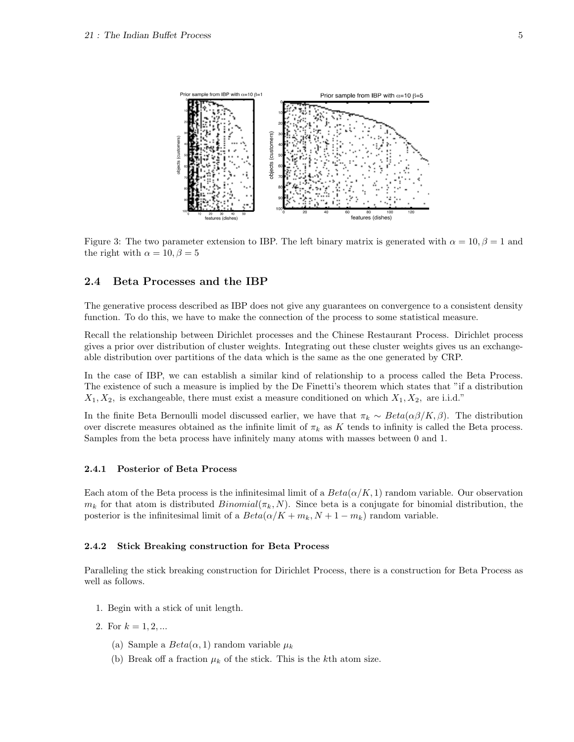Figure 3: The two parameter extension to IBP. The left binary matrix is generated with $\alpha = 10, \beta = 1$ and the right with $\alpha = 10, \beta = 5$

## 2.4 Beta Processes and the IBP

The generative process described as IBP does not give any guarantees on convergence to a consistent density function. To do this, we have to make the connection of the process to some statistical measure.

Recall the relationship between Dirichlet processes and the Chinese Restaurant Process. Dirichlet process gives a prior over distribution of cluster weights. Integrating out these cluster weights gives us an exchangeable distribution over partitions of the data which is the same as the one generated by CRP.

In the case of IBP, we can establish a similar kind of relationship to a process called the Beta Process. The existence of such a measure is implied by the De Finetti's theorem which states that "if a distribution $X_1, X_2,$ is exchangeable, there must exist a measure conditioned on which $X_1, X_2,$ are i.i.d."

In the finite Beta Bernoulli model discussed earlier, we have that $\pi_k \sim Beta(\alpha\beta/K, \beta)$. The distribution over discrete measures obtained as the infinite limit of $\pi_k$ as $K$ tends to infinity is called the Beta process. Samples from the beta process have infinitely many atoms with masses between 0 and 1.

### 2.4.1 Posterior of Beta Process

Each atom of the Beta process is the infinitesimal limit of a $Beta(\alpha/K, 1)$ random variable. Our observation $m_k$ for that atom is distributed $Binomial(\pi_k, N)$. Since beta is a conjugate for binomial distribution, the posterior is the infinitesimal limit of a $Beta(\alpha/K + m_k, N + 1 - m_k)$ random variable.

### 2.4.2 Stick Breaking construction for Beta Process

Paralleling the stick breaking construction for Dirichlet Process, there is a construction for Beta Process as well as follows.

1. Begin with a stick of unit length.
2. For $k = 1, 2, ...$
   (a) Sample a $Beta(\alpha, 1)$ random variable $\mu_k$
   (b) Break off a fraction $\mu_k$ of the stick. This is the $k$th atom size.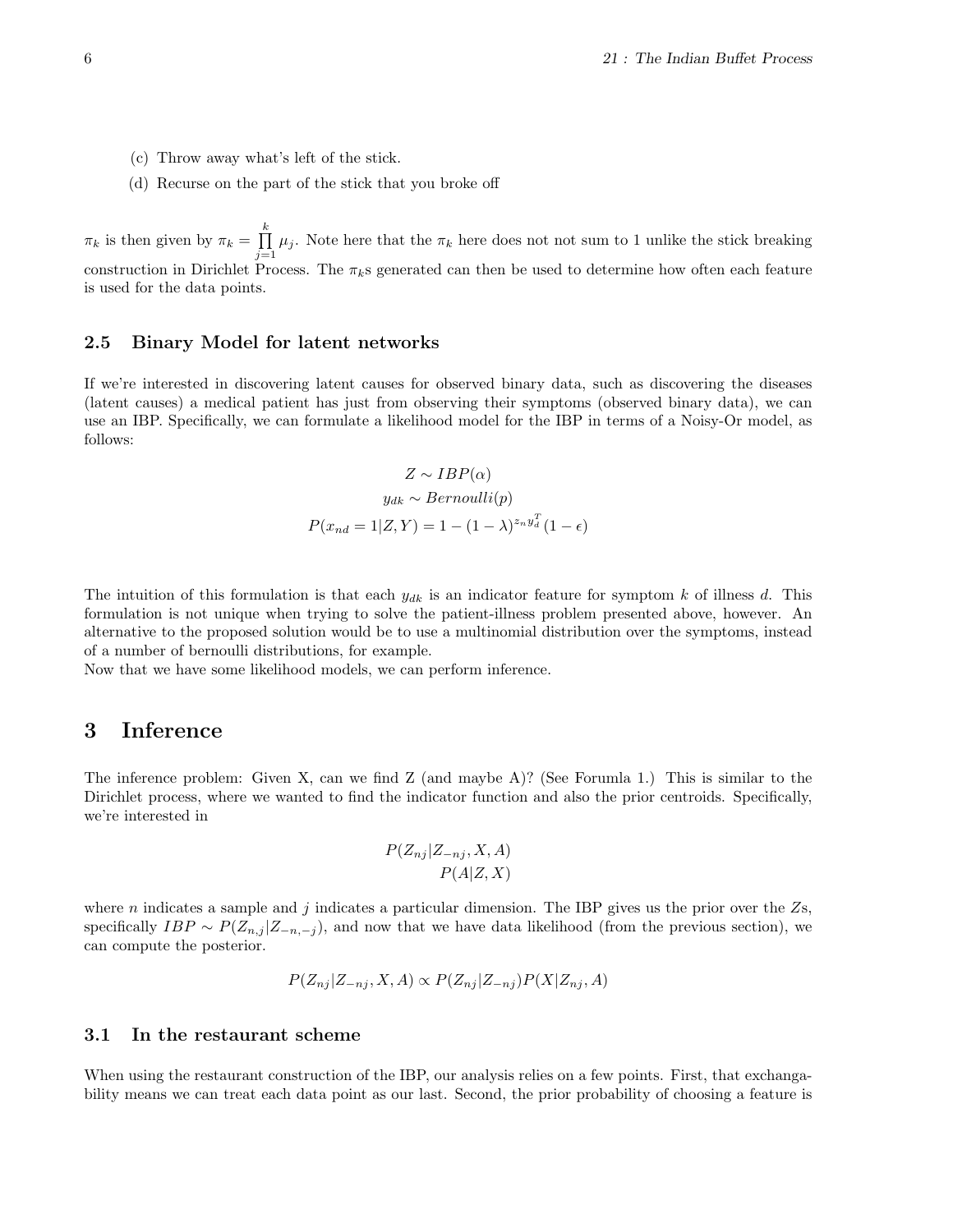(c) Throw away what's left of the stick.

(d) Recurse on the part of the stick that you broke off

$\pi_k$ is then given by $\pi_k = \prod_{j=1}^{k} \mu_j$. Note here that the $\pi_k$ here does not not sum to 1 unlike the stick breaking construction in Dirichlet Process. The $\pi_k$s generated can then be used to determine how often each feature is used for the data points.

### 2.5 Binary Model for latent networks

If we're interested in discovering latent causes for observed binary data, such as discovering the diseases (latent causes) a medical patient has just from observing their symptoms (observed binary data), we can use an IBP. Specifically, we can formulate a likelihood model for the IBP in terms of a Noisy-Or model, as follows:

$$Z \sim IBP(\alpha)$$

$$y_{dk} \sim Bernoulli(p)$$

$$P(x_{nd} = 1|Z, Y) = 1 - (1 - \lambda)^{z_n y_d^T}(1 - \epsilon)$$

The intuition of this formulation is that each $y_{dk}$ is an indicator feature for symptom $k$ of illness $d$. This formulation is not unique when trying to solve the patient-illness problem presented above, however. An alternative to the proposed solution would be to use a multinomial distribution over the symptoms, instead of a number of bernoulli distributions, for example.

Now that we have some likelihood models, we can perform inference.

## 3 Inference

The inference problem: Given X, can we find Z (and maybe A)? (See Forumla 1.) This is similar to the Dirichlet process, where we wanted to find the indicator function and also the prior centroids. Specifically, we're interested in

$$P(Z_{nj}|Z_{-nj}, X, A)$$

$$P(A|Z, X)$$

where $n$ indicates a sample and $j$ indicates a particular dimension. The IBP gives us the prior over the $Z$s, specifically $IBP \sim P(Z_{n,j}|Z_{-n,-j})$, and now that we have data likelihood (from the previous section), we can compute the posterior.

$$P(Z_{nj}|Z_{-nj}, X, A) \propto P(Z_{nj}|Z_{-nj})P(X|Z_{nj}, A)$$

### 3.1 In the restaurant scheme

When using the restaurant construction of the IBP, our analysis relies on a few points. First, that exchangability means we can treat each data point as our last. Second, the prior probability of choosing a feature is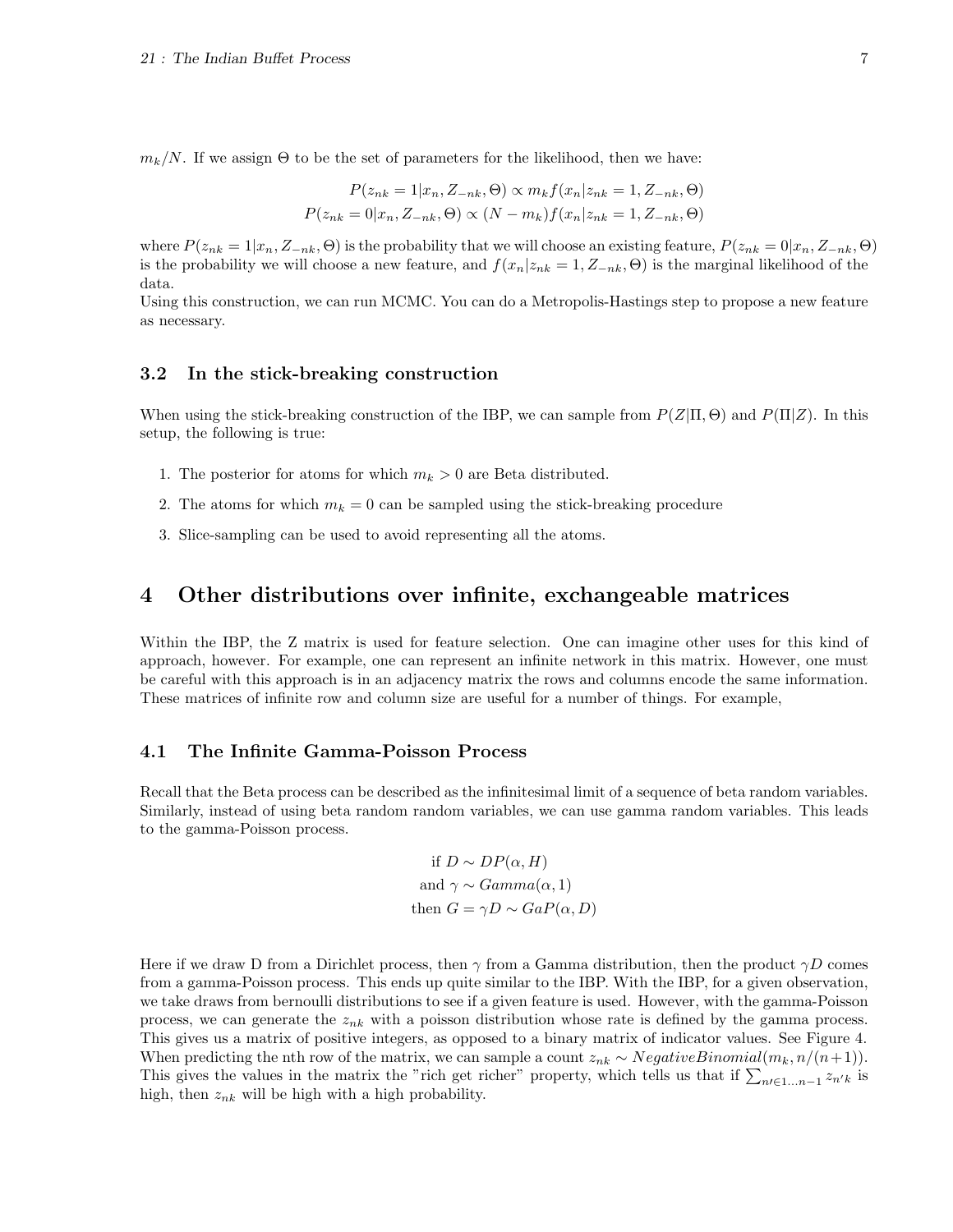$m_k/N$. If we assign $\Theta$ to be the set of parameters for the likelihood, then we have:

$$P(z_{nk} = 1|x_n, Z_{-nk}, \Theta) \propto m_k f(x_n|z_{nk} = 1, Z_{-nk}, \Theta)$$
$$P(z_{nk} = 0|x_n, Z_{-nk}, \Theta) \propto (N - m_k) f(x_n|z_{nk} = 1, Z_{-nk}, \Theta)$$

where $P(z_{nk} = 1|x_n, Z_{-nk}, \Theta)$ is the probability that we will choose an existing feature, $P(z_{nk} = 0|x_n, Z_{-nk}, \Theta)$ is the probability we will choose a new feature, and $f(x_n|z_{nk} = 1, Z_{-nk}, \Theta)$ is the marginal likelihood of the data.
Using this construction, we can run MCMC. You can do a Metropolis-Hastings step to propose a new feature as necessary.

### 3.2 In the stick-breaking construction

When using the stick-breaking construction of the IBP, we can sample from $P(Z|\Pi, \Theta)$ and $P(\Pi|Z)$. In this setup, the following is true:

1. The posterior for atoms for which $m_k > 0$ are Beta distributed.
2. The atoms for which $m_k = 0$ can be sampled using the stick-breaking procedure
3. Slice-sampling can be used to avoid representing all the atoms.

## 4 Other distributions over infinite, exchangeable matrices

Within the IBP, the Z matrix is used for feature selection. One can imagine other uses for this kind of approach, however. For example, one can represent an infinite network in this matrix. However, one must be careful with this approach is in an adjacency matrix the rows and columns encode the same information. These matrices of infinite row and column size are useful for a number of things. For example,

### 4.1 The Infinite Gamma-Poisson Process

Recall that the Beta process can be described as the infinitesimal limit of a sequence of beta random variables. Similarly, instead of using beta random random variables, we can use gamma random variables. This leads to the gamma-Poisson process.

$$\text{if } D \sim DP(\alpha, H)$$
$$\text{and } \gamma \sim Gamma(\alpha, 1)$$
$$\text{then } G = \gamma D \sim GaP(\alpha, D)$$

Here if we draw D from a Dirichlet process, then $\gamma$ from a Gamma distribution, then the product $\gamma D$ comes from a gamma-Poisson process. This ends up quite similar to the IBP. With the IBP, for a given observation, we take draws from bernoulli distributions to see if a given feature is used. However, with the gamma-Poisson process, we can generate the $z_{nk}$ with a poisson distribution whose rate is defined by the gamma process. This gives us a matrix of positive integers, as opposed to a binary matrix of indicator values. See Figure 4. When predicting the nth row of the matrix, we can sample a count $z_{nk} \sim NegativeBinomial(m_k, n/(n+1))$. This gives the values in the matrix the "rich get richer" property, which tells us that if $\sum_{n' \in 1 \dots n-1} z_{n'k}$ is high, then $z_{nk}$ will be high with a high probability.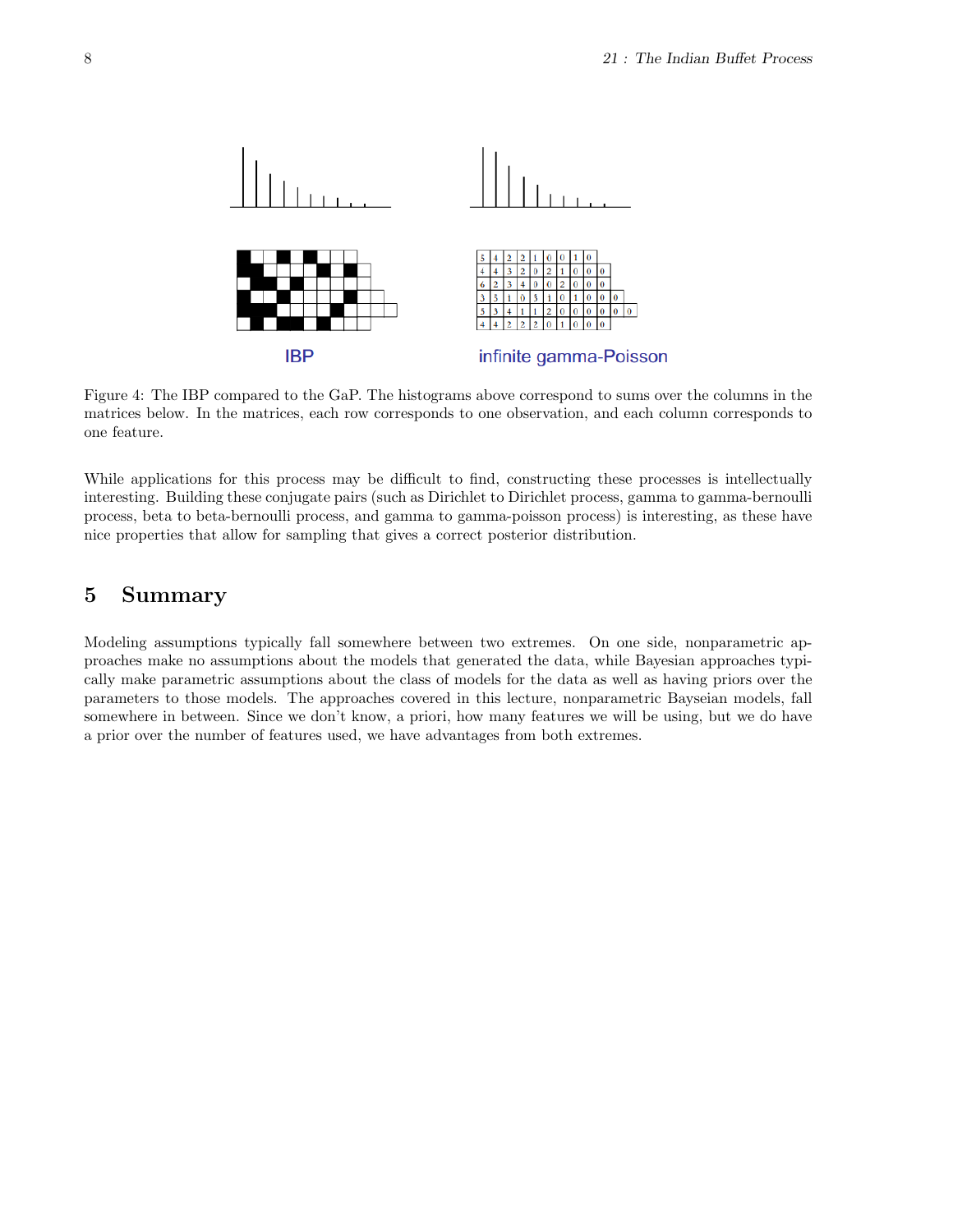IBP

infinite gamma-Poisson

Figure 4: The IBP compared to the GaP. The histograms above correspond to sums over the columns in the matrices below. In the matrices, each row corresponds to one observation, and each column corresponds to one feature.

While applications for this process may be difficult to find, constructing these processes is intellectually interesting. Building these conjugate pairs (such as Dirichlet to Dirichlet process, gamma to gamma-bernoulli process, beta to beta-bernoulli process, and gamma to gamma-poisson process) is interesting, as these have nice properties that allow for sampling that gives a correct posterior distribution.

## 5 Summary

Modeling assumptions typically fall somewhere between two extremes. On one side, nonparametric approaches make no assumptions about the models that generated the data, while Bayesian approaches typically make parametric assumptions about the class of models for the data as well as having priors over the parameters to those models. The approaches covered in this lecture, nonparametric Bayseian models, fall somewhere in between. Since we don't know, a priori, how many features we will be using, but we do have a prior over the number of features used, we have advantages from both extremes.